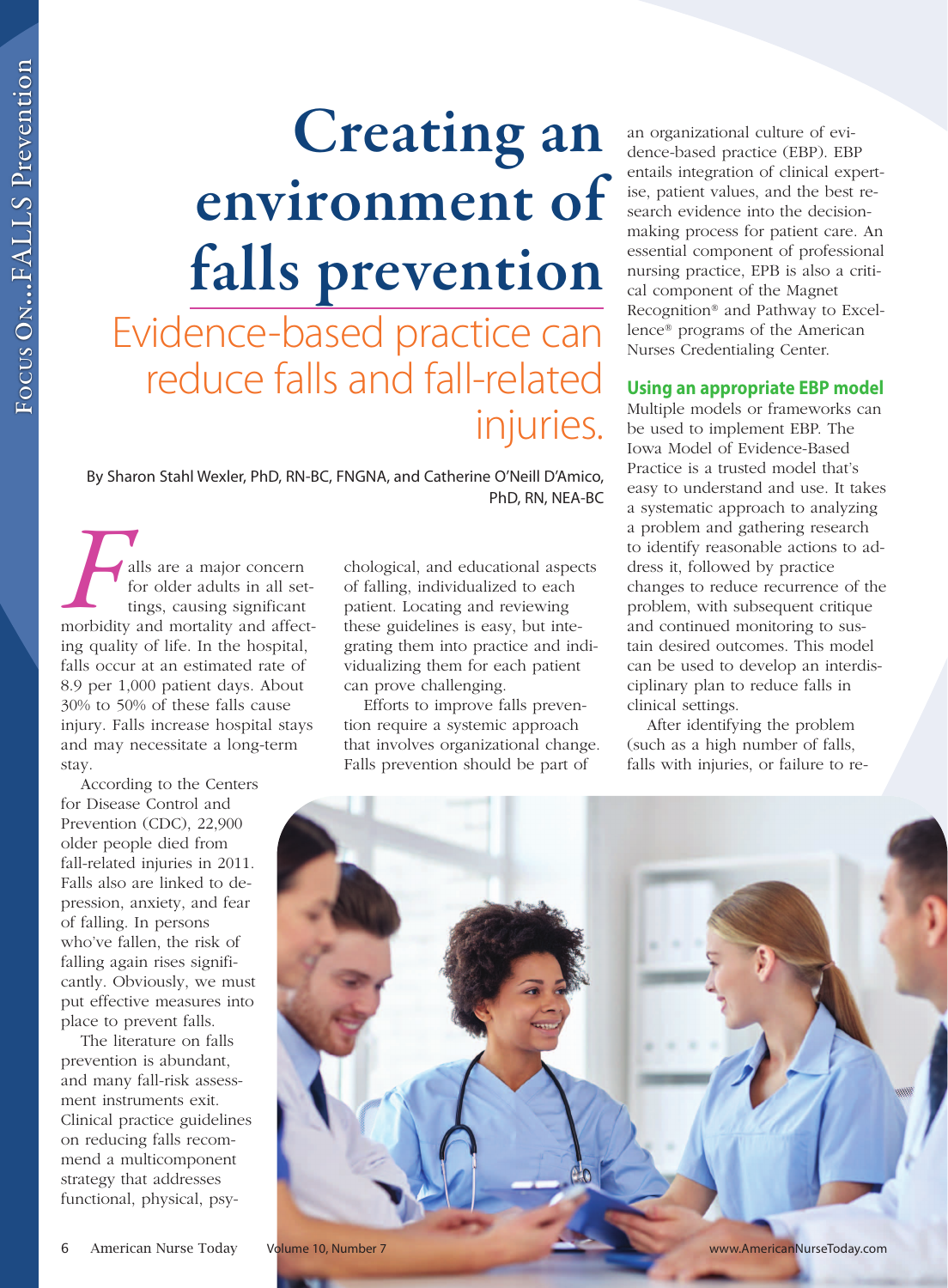# Creating an environment of falls prevention

## Evidence-based practice can reduce falls and fall-related injuries.

By Sharon Stahl Wexler, PhD, RN-BC, FNGNA, and Catherine O'Neill D'Amico, PhD, RN, NEA-BC

Falls are a major concern for older adults in all settings, causing significant morbidity and mortality and affecting quality of life. In the hospital, falls occur at an estimated rate of 8.9 per 1,000 patient days. About 30% to 50% of these falls cause injury. Falls increase hospital stays and may necessitate a long-term stay.

According to the Centers for Disease Control and Prevention (CDC), 22,900 older people died from fall-related injuries in 2011. Falls also are linked to depression, anxiety, and fear of falling. In persons who've fallen, the risk of falling again rises significantly. Obviously, we must put effective measures into place to prevent falls.

The literature on falls prevention is abundant, and many fall-risk assessment instruments exit. Clinical practice guidelines on reducing falls recommend a multicomponent strategy that addresses functional, physical, psychological, and educational aspects of falling, individualized to each patient. Locating and reviewing these guidelines is easy, but integrating them into practice and individualizing them for each patient can prove challenging.

Efforts to improve falls prevention require a systemic approach that involves organizational change. Falls prevention should be part of an organizational culture of evidence-based practice (EBP). EBP entails integration of clinical expertise, patient values, and the best research evidence into the decision-making process for patient care. An essential component of professional nursing practice, EPB is also a critical component of the Magnet Recognition® and Pathway to Excellence® programs of the American Nurses Credentialing Center.

### Using an appropriate EBP model

Multiple models or frameworks can be used to implement EBP. The Iowa Model of Evidence-Based Practice is a trusted model that's easy to understand and use. It takes a systematic approach to analyzing a problem and gathering research to identify reasonable actions to address it, followed by practice changes to reduce recurrence of the problem, with subsequent critique and continued monitoring to sustain desired outcomes. This model can be used to develop an interdisciplinary plan to reduce falls in clinical settings.

After identifying the problem (such as a high number of falls, falls with injuries, or failure to re-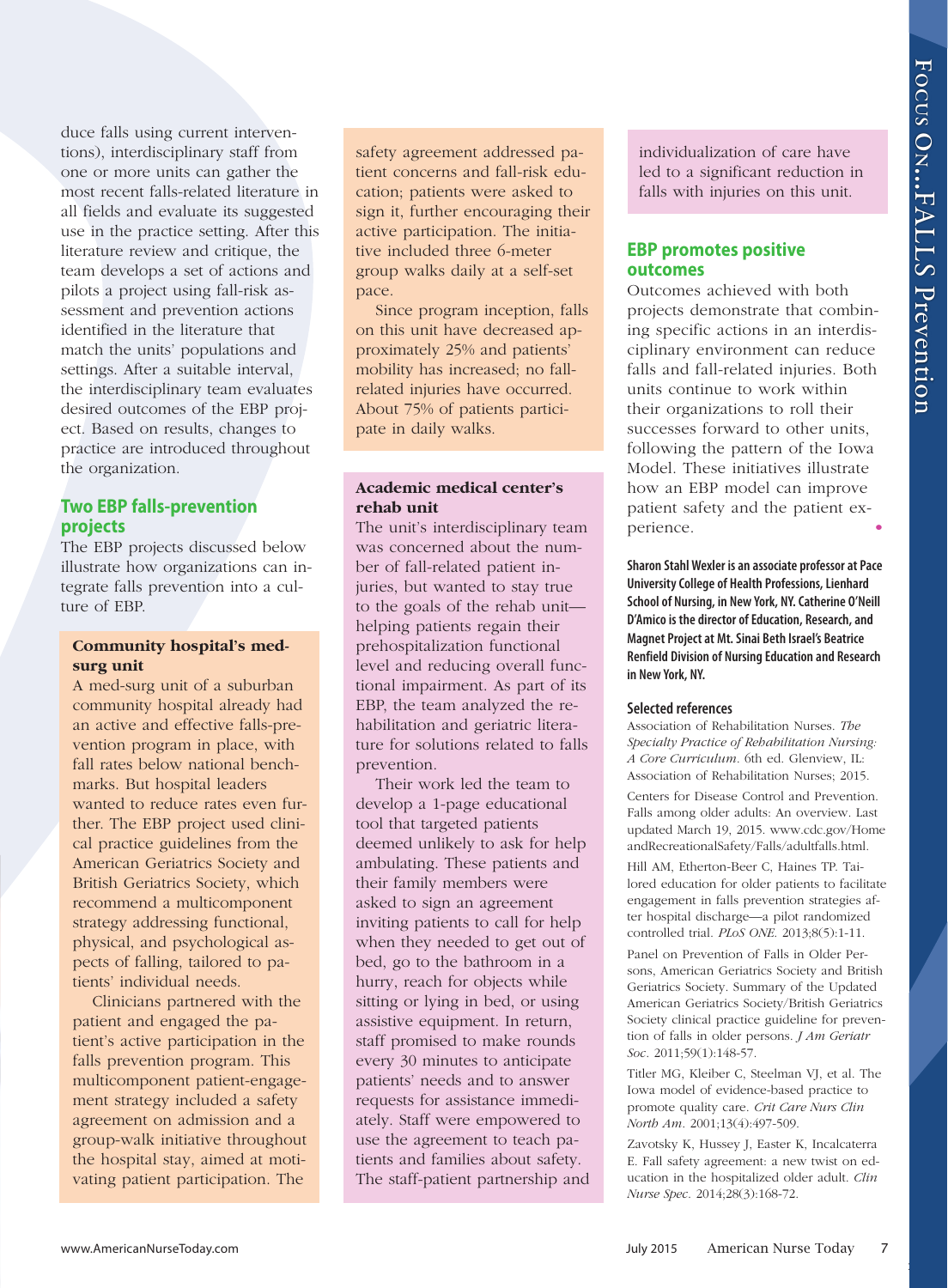duce falls using current interventions), interdisciplinary staff from one or more units can gather the most recent falls-related literature in all fields and evaluate its suggested use in the practice setting. After this literature review and critique, the team develops a set of actions and pilots a project using fall-risk assessment and prevention actions identified in the literature that match the units' populations and settings. After a suitable interval, the interdisciplinary team evaluates desired outcomes of the EBP project. Based on results, changes to practice are introduced throughout the organization.

## Two EBP falls-prevention projects

The EBP projects discussed below illustrate how organizations can integrate falls prevention into a culture of EBP.

### Community hospital's med-surg unit

A med-surg unit of a suburban community hospital already had an active and effective falls-prevention program in place, with fall rates below national benchmarks. But hospital leaders wanted to reduce rates even further. The EBP project used clinical practice guidelines from the American Geriatrics Society and British Geriatrics Society, which recommend a multicomponent strategy addressing functional, physical, and psychological aspects of falling, tailored to patients' individual needs.

Clinicians partnered with the patient and engaged the patient's active participation in the falls prevention program. This multicomponent patient-engagement strategy included a safety agreement on admission and a group-walk initiative throughout the hospital stay, aimed at motivating patient participation. The safety agreement addressed patient concerns and fall-risk education; patients were asked to sign it, further encouraging their active participation. The initiative included three 6-meter group walks daily at a self-set pace.

Since program inception, falls on this unit have decreased approximately 25% and patients' mobility has increased; no fall-related injuries have occurred. About 75% of patients participate in daily walks.

### Academic medical center's rehab unit

The unit's interdisciplinary team was concerned about the number of fall-related patient injuries, but wanted to stay true to the goals of the rehab unit—helping patients regain their prehospitalization functional level and reducing overall functional impairment. As part of its EBP, the team analyzed the rehabilitation and geriatric literature for solutions related to falls prevention.

Their work led the team to develop a 1-page educational tool that targeted patients deemed unlikely to ask for help ambulating. These patients and their family members were asked to sign an agreement inviting patients to call for help when they needed to get out of bed, go to the bathroom in a hurry, reach for objects while sitting or lying in bed, or using assistive equipment. In return, staff promised to make rounds every 30 minutes to anticipate patients' needs and to answer requests for assistance immediately. Staff were empowered to use the agreement to teach patients and families about safety. The staff-patient partnership and individualization of care have led to a significant reduction in falls with injuries on this unit.

## EBP promotes positive outcomes

Outcomes achieved with both projects demonstrate that combining specific actions in an interdisciplinary environment can reduce falls and fall-related injuries. Both units continue to work within their organizations to roll their successes forward to other units, following the pattern of the Iowa Model. These initiatives illustrate how an EBP model can improve patient safety and the patient experience. •

**Sharon Stahl Wexler is an associate professor at Pace University College of Health Professions, Lienhard School of Nursing, in New York, NY. Catherine O'Neill D'Amico is the director of Education, Research, and Magnet Project at Mt. Sinai Beth Israel's Beatrice Renfield Division of Nursing Education and Research in New York, NY.**

**Selected references**

Association of Rehabilitation Nurses. *The Specialty Practice of Rehabilitation Nursing: A Core Curriculum*. 6th ed. Glenview, IL: Association of Rehabilitation Nurses; 2015.

Centers for Disease Control and Prevention. Falls among older adults: An overview. Last updated March 19, 2015. www.cdc.gov/HomeandRecreationalSafety/Falls/adultfalls.html.

Hill AM, Etherton-Beer C, Haines TP. Tailored education for older patients to facilitate engagement in falls prevention strategies after hospital discharge—a pilot randomized controlled trial. *PLoS ONE*. 2013;8(5):1-11.

Panel on Prevention of Falls in Older Persons, American Geriatrics Society and British Geriatrics Society. Summary of the Updated American Geriatrics Society/British Geriatrics Society clinical practice guideline for prevention of falls in older persons. *J Am Geriatr Soc*. 2011;59(1):148-57.

Titler MG, Kleiber C, Steelman VJ, et al. The Iowa model of evidence-based practice to promote quality care. *Crit Care Nurs Clin North Am*. 2001;13(4):497-509.

Zavotsky K, Hussey J, Easter K, Incalcaterra E. Fall safety agreement: a new twist on education in the hospitalized older adult. *Clin Nurse Spec*. 2014;28(3):168-72.